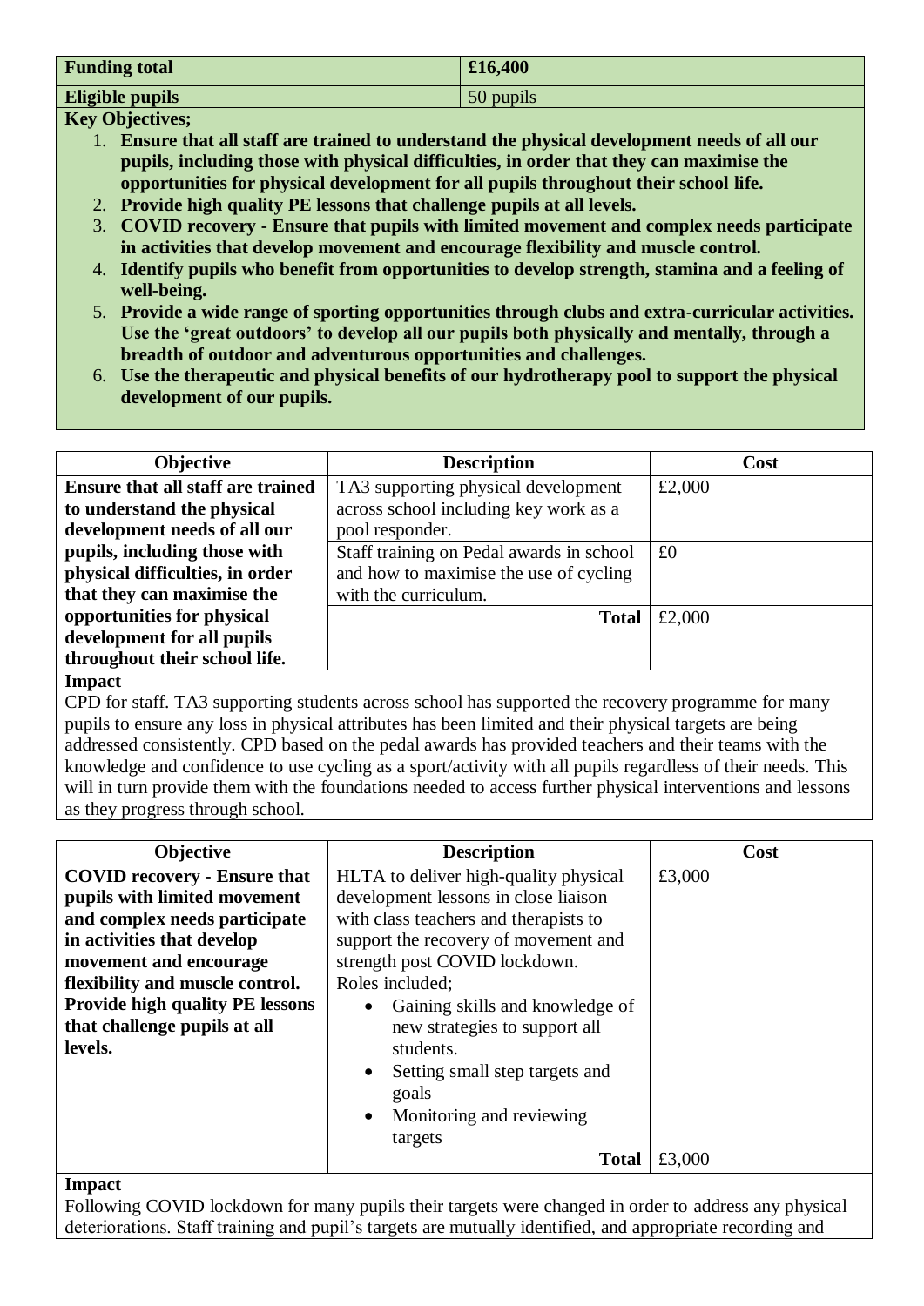| **Funding total** | **£16,400** |
|---|---|
| **Eligible pupils** | 50 pupils |

**Key Objectives;**

1. **Ensure that all staff are trained to understand the physical development needs of all our pupils, including those with physical difficulties, in order that they can maximise the opportunities for physical development for all pupils throughout their school life.**
2. **Provide high quality PE lessons that challenge pupils at all levels.**
3. **COVID recovery - Ensure that pupils with limited movement and complex needs participate in activities that develop movement and encourage flexibility and muscle control.**
4. **Identify pupils who benefit from opportunities to develop strength, stamina and a feeling of well-being.**
5. **Provide a wide range of sporting opportunities through clubs and extra-curricular activities. Use the 'great outdoors' to develop all our pupils both physically and mentally, through a breadth of outdoor and adventurous opportunities and challenges.**
6. **Use the therapeutic and physical benefits of our hydrotherapy pool to support the physical development of our pupils.**

| Objective | Description | Cost |
|---|---|---|
| **Ensure that all staff are trained to understand the physical development needs of all our pupils, including those with physical difficulties, in order that they can maximise the opportunities for physical development for all pupils throughout their school life.** | TA3 supporting physical development across school including key work as a pool responder. | £2,000 |
| | Staff training on Pedal awards in school and how to maximise the use of cycling with the curriculum. | £0 |
| | **Total** | £2,000 |

**Impact**

CPD for staff. TA3 supporting students across school has supported the recovery programme for many pupils to ensure any loss in physical attributes has been limited and their physical targets are being addressed consistently. CPD based on the pedal awards has provided teachers and their teams with the knowledge and confidence to use cycling as a sport/activity with all pupils regardless of their needs. This will in turn provide them with the foundations needed to access further physical interventions and lessons as they progress through school.

| Objective | Description | Cost |
|---|---|---|
| **COVID recovery - Ensure that pupils with limited movement and complex needs participate in activities that develop movement and encourage flexibility and muscle control. Provide high quality PE lessons that challenge pupils at all levels.** | HLTA to deliver high-quality physical development lessons in close liaison with class teachers and therapists to support the recovery of movement and strength post COVID lockdown. Roles included; <br>• Gaining skills and knowledge of new strategies to support all students. <br>• Setting small step targets and goals <br>• Monitoring and reviewing targets | £3,000 |
| | **Total** | £3,000 |

**Impact**

Following COVID lockdown for many pupils their targets were changed in order to address any physical deteriorations. Staff training and pupil's targets are mutually identified, and appropriate recording and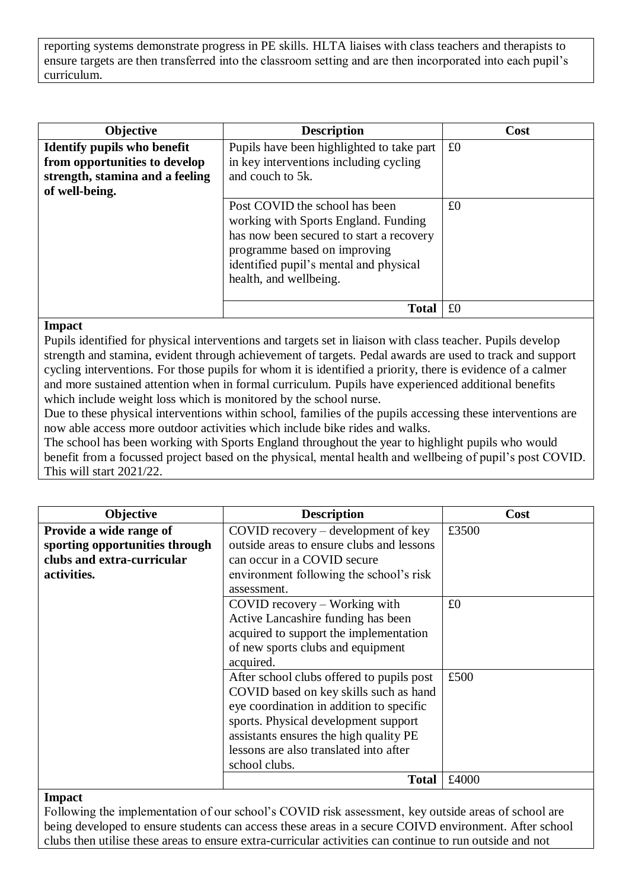reporting systems demonstrate progress in PE skills. HLTA liaises with class teachers and therapists to ensure targets are then transferred into the classroom setting and are then incorporated into each pupil's curriculum.

| Objective | Description | Cost |
|---|---|---|
| **Identify pupils who benefit from opportunities to develop strength, stamina and a feeling of well-being.** | Pupils have been highlighted to take part in key interventions including cycling and couch to 5k. | £0 |
| | Post COVID the school has been working with Sports England. Funding has now been secured to start a recovery programme based on improving identified pupil's mental and physical health, and wellbeing. | £0 |
| | **Total** | £0 |

**Impact**

Pupils identified for physical interventions and targets set in liaison with class teacher. Pupils develop strength and stamina, evident through achievement of targets. Pedal awards are used to track and support cycling interventions. For those pupils for whom it is identified a priority, there is evidence of a calmer and more sustained attention when in formal curriculum. Pupils have experienced additional benefits which include weight loss which is monitored by the school nurse.

Due to these physical interventions within school, families of the pupils accessing these interventions are now able access more outdoor activities which include bike rides and walks.

The school has been working with Sports England throughout the year to highlight pupils who would benefit from a focussed project based on the physical, mental health and wellbeing of pupil's post COVID. This will start 2021/22.

| Objective | Description | Cost |
|---|---|---|
| **Provide a wide range of sporting opportunities through clubs and extra-curricular activities.** | COVID recovery – development of key outside areas to ensure clubs and lessons can occur in a COVID secure environment following the school's risk assessment. | £3500 |
| | COVID recovery – Working with Active Lancashire funding has been acquired to support the implementation of new sports clubs and equipment acquired. | £0 |
| | After school clubs offered to pupils post COVID based on key skills such as hand eye coordination in addition to specific sports. Physical development support assistants ensures the high quality PE lessons are also translated into after school clubs. | £500 |
| | **Total** | £4000 |

**Impact**

Following the implementation of our school's COVID risk assessment, key outside areas of school are being developed to ensure students can access these areas in a secure COIVD environment. After school clubs then utilise these areas to ensure extra-curricular activities can continue to run outside and not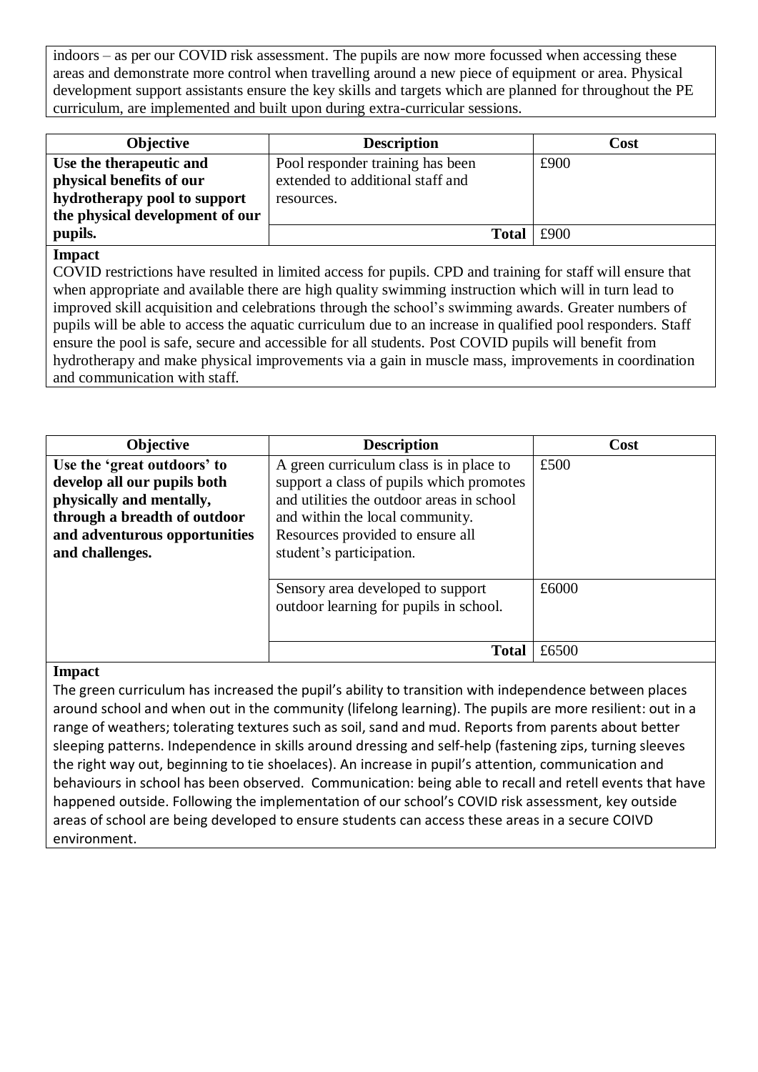indoors – as per our COVID risk assessment. The pupils are now more focussed when accessing these areas and demonstrate more control when travelling around a new piece of equipment or area. Physical development support assistants ensure the key skills and targets which are planned for throughout the PE curriculum, are implemented and built upon during extra-curricular sessions.

| Objective | Description | Cost |
|---|---|---|
| **Use the therapeutic and physical benefits of our hydrotherapy pool to support the physical development of our pupils.** | Pool responder training has been extended to additional staff and resources. | £900 |
| | **Total** | £900 |

**Impact**

COVID restrictions have resulted in limited access for pupils. CPD and training for staff will ensure that when appropriate and available there are high quality swimming instruction which will in turn lead to improved skill acquisition and celebrations through the school's swimming awards. Greater numbers of pupils will be able to access the aquatic curriculum due to an increase in qualified pool responders. Staff ensure the pool is safe, secure and accessible for all students. Post COVID pupils will benefit from hydrotherapy and make physical improvements via a gain in muscle mass, improvements in coordination and communication with staff.

| Objective | Description | Cost |
|---|---|---|
| **Use the 'great outdoors' to develop all our pupils both physically and mentally, through a breadth of outdoor and adventurous opportunities and challenges.** | A green curriculum class is in place to support a class of pupils which promotes and utilities the outdoor areas in school and within the local community. Resources provided to ensure all student's participation. | £500 |
| | Sensory area developed to support outdoor learning for pupils in school. | £6000 |
| | **Total** | £6500 |

**Impact**

The green curriculum has increased the pupil's ability to transition with independence between places around school and when out in the community (lifelong learning). The pupils are more resilient: out in a range of weathers; tolerating textures such as soil, sand and mud. Reports from parents about better sleeping patterns. Independence in skills around dressing and self-help (fastening zips, turning sleeves the right way out, beginning to tie shoelaces). An increase in pupil's attention, communication and behaviours in school has been observed. Communication: being able to recall and retell events that have happened outside. Following the implementation of our school's COVID risk assessment, key outside areas of school are being developed to ensure students can access these areas in a secure COIVD environment.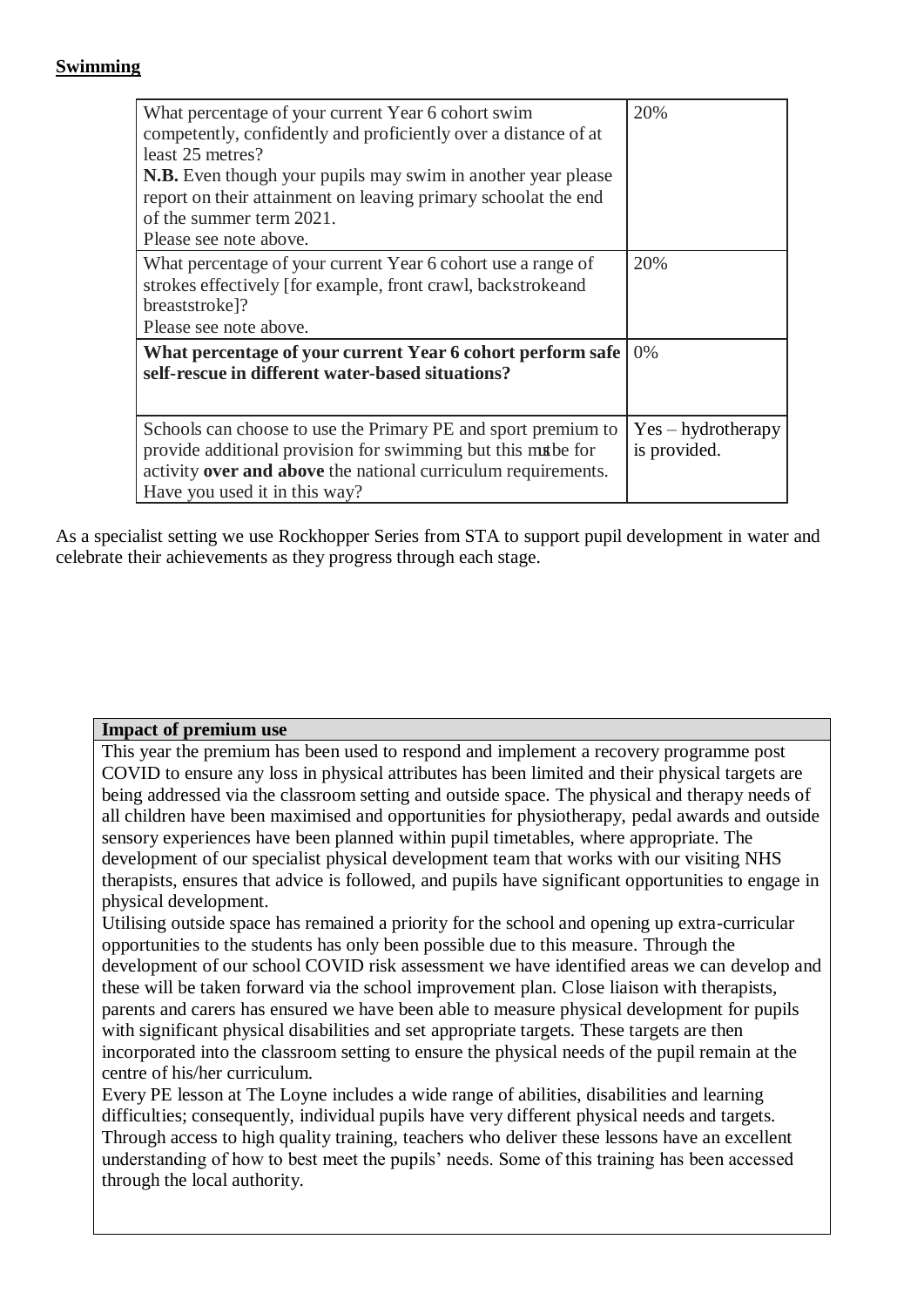## **Swimming**

| | |
|---|---|
| What percentage of your current Year 6 cohort swim competently, confidently and proficiently over a distance of at least 25 metres?<br>**N.B.** Even though your pupils may swim in another year please report on their attainment on leaving primary schoolat the end of the summer term 2021.<br>Please see note above. | 20% |
| What percentage of your current Year 6 cohort use a range of strokes effectively [for example, front crawl, backstrokeand breaststroke]?<br>Please see note above. | 20% |
| **What percentage of your current Year 6 cohort perform safe self-rescue in different water-based situations?** | 0% |
| Schools can choose to use the Primary PE and sport premium to provide additional provision for swimming but this mustbe for activity **over and above** the national curriculum requirements. Have you used it in this way? | Yes – hydrotherapy is provided. |

As a specialist setting we use Rockhopper Series from STA to support pupil development in water and celebrate their achievements as they progress through each stage.

| **Impact of premium use** |
|---|
| This year the premium has been used to respond and implement a recovery programme post COVID to ensure any loss in physical attributes has been limited and their physical targets are being addressed via the classroom setting and outside space. The physical and therapy needs of all children have been maximised and opportunities for physiotherapy, pedal awards and outside sensory experiences have been planned within pupil timetables, where appropriate. The development of our specialist physical development team that works with our visiting NHS therapists, ensures that advice is followed, and pupils have significant opportunities to engage in physical development.<br>Utilising outside space has remained a priority for the school and opening up extra-curricular opportunities to the students has only been possible due to this measure. Through the development of our school COVID risk assessment we have identified areas we can develop and these will be taken forward via the school improvement plan. Close liaison with therapists, parents and carers has ensured we have been able to measure physical development for pupils with significant physical disabilities and set appropriate targets. These targets are then incorporated into the classroom setting to ensure the physical needs of the pupil remain at the centre of his/her curriculum.<br>Every PE lesson at The Loyne includes a wide range of abilities, disabilities and learning difficulties; consequently, individual pupils have very different physical needs and targets. Through access to high quality training, teachers who deliver these lessons have an excellent understanding of how to best meet the pupils' needs. Some of this training has been accessed through the local authority. |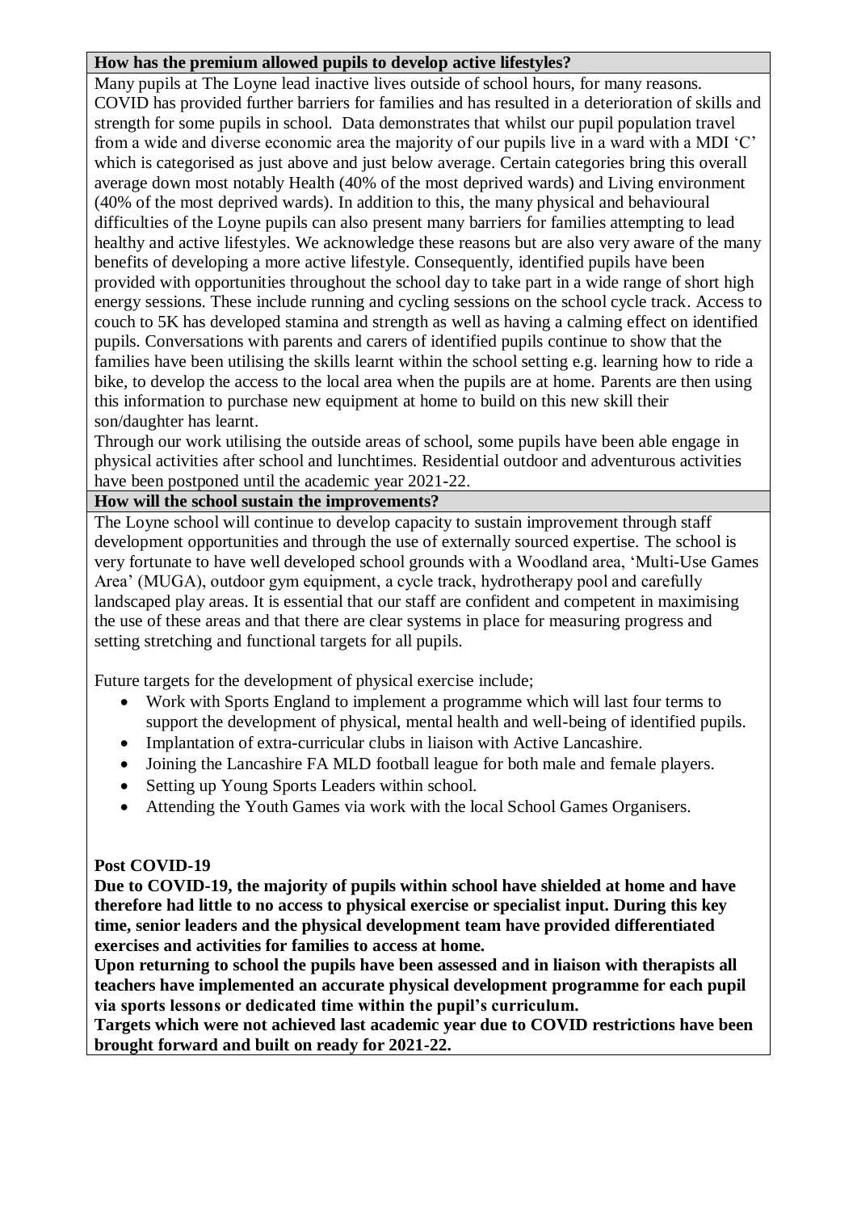**How has the premium allowed pupils to develop active lifestyles?**

Many pupils at The Loyne lead inactive lives outside of school hours, for many reasons. COVID has provided further barriers for families and has resulted in a deterioration of skills and strength for some pupils in school. Data demonstrates that whilst our pupil population travel from a wide and diverse economic area the majority of our pupils live in a ward with a MDI 'C' which is categorised as just above and just below average. Certain categories bring this overall average down most notably Health (40% of the most deprived wards) and Living environment (40% of the most deprived wards). In addition to this, the many physical and behavioural difficulties of the Loyne pupils can also present many barriers for families attempting to lead healthy and active lifestyles. We acknowledge these reasons but are also very aware of the many benefits of developing a more active lifestyle. Consequently, identified pupils have been provided with opportunities throughout the school day to take part in a wide range of short high energy sessions. These include running and cycling sessions on the school cycle track. Access to couch to 5K has developed stamina and strength as well as having a calming effect on identified pupils. Conversations with parents and carers of identified pupils continue to show that the families have been utilising the skills learnt within the school setting e.g. learning how to ride a bike, to develop the access to the local area when the pupils are at home. Parents are then using this information to purchase new equipment at home to build on this new skill their son/daughter has learnt.

Through our work utilising the outside areas of school, some pupils have been able engage in physical activities after school and lunchtimes. Residential outdoor and adventurous activities have been postponed until the academic year 2021-22.

**How will the school sustain the improvements?**

The Loyne school will continue to develop capacity to sustain improvement through staff development opportunities and through the use of externally sourced expertise. The school is very fortunate to have well developed school grounds with a Woodland area, 'Multi-Use Games Area' (MUGA), outdoor gym equipment, a cycle track, hydrotherapy pool and carefully landscaped play areas. It is essential that our staff are confident and competent in maximising the use of these areas and that there are clear systems in place for measuring progress and setting stretching and functional targets for all pupils.

Future targets for the development of physical exercise include;

- Work with Sports England to implement a programme which will last four terms to support the development of physical, mental health and well-being of identified pupils.
- Implantation of extra-curricular clubs in liaison with Active Lancashire.
- Joining the Lancashire FA MLD football league for both male and female players.
- Setting up Young Sports Leaders within school.
- Attending the Youth Games via work with the local School Games Organisers.

**Post COVID-19**

**Due to COVID-19, the majority of pupils within school have shielded at home and have therefore had little to no access to physical exercise or specialist input. During this key time, senior leaders and the physical development team have provided differentiated exercises and activities for families to access at home.**

**Upon returning to school the pupils have been assessed and in liaison with therapists all teachers have implemented an accurate physical development programme for each pupil via sports lessons or dedicated time within the pupil's curriculum.**

**Targets which were not achieved last academic year due to COVID restrictions have been brought forward and built on ready for 2021-22.**